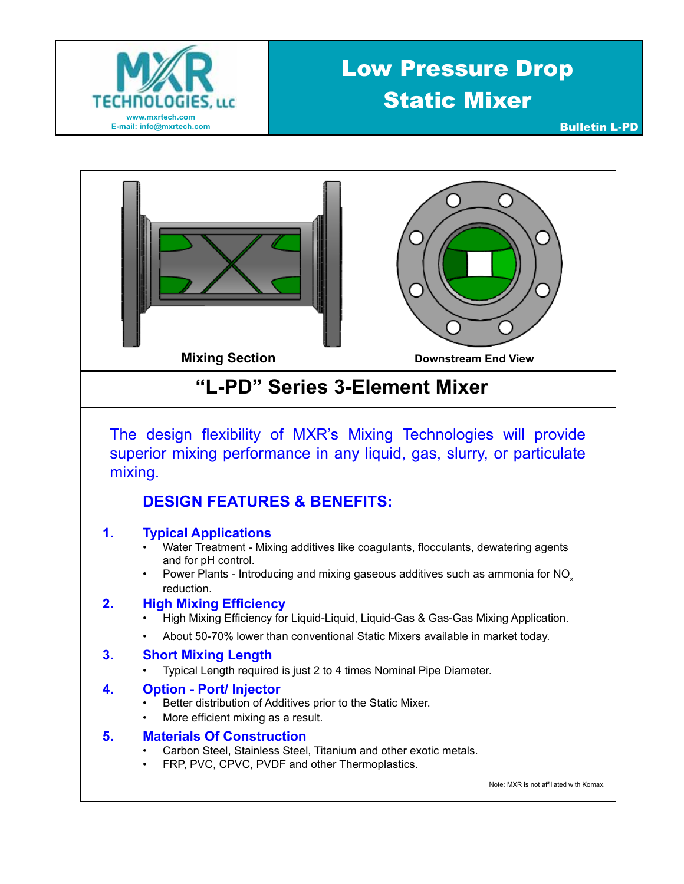MXR TECHNOLOGIES, LLC
www.mxrtech.com
E-mail: info@mxrtech.com

# Low Pressure Drop Static Mixer

**Bulletin L-PD**

Mixing Section

Downstream End View

## "L-PD" Series 3-Element Mixer

The design flexibility of MXR's Mixing Technologies will provide superior mixing performance in any liquid, gas, slurry, or particulate mixing.

### DESIGN FEATURES & BENEFITS:

1. **Typical Applications**
   - Water Treatment - Mixing additives like coagulants, flocculants, dewatering agents and for pH control.
   - Power Plants - Introducing and mixing gaseous additives such as ammonia for $NO_x$ reduction.
2. **High Mixing Efficiency**
   - High Mixing Efficiency for Liquid-Liquid, Liquid-Gas & Gas-Gas Mixing Application.
   - About 50-70% lower than conventional Static Mixers available in market today.
3. **Short Mixing Length**
   - Typical Length required is just 2 to 4 times Nominal Pipe Diameter.
4. **Option - Port/ Injector**
   - Better distribution of Additives prior to the Static Mixer.
   - More efficient mixing as a result.
5. **Materials Of Construction**
   - Carbon Steel, Stainless Steel, Titanium and other exotic metals.
   - FRP, PVC, CPVC, PVDF and other Thermoplastics.

Note: MXR is not affiliated with Komax.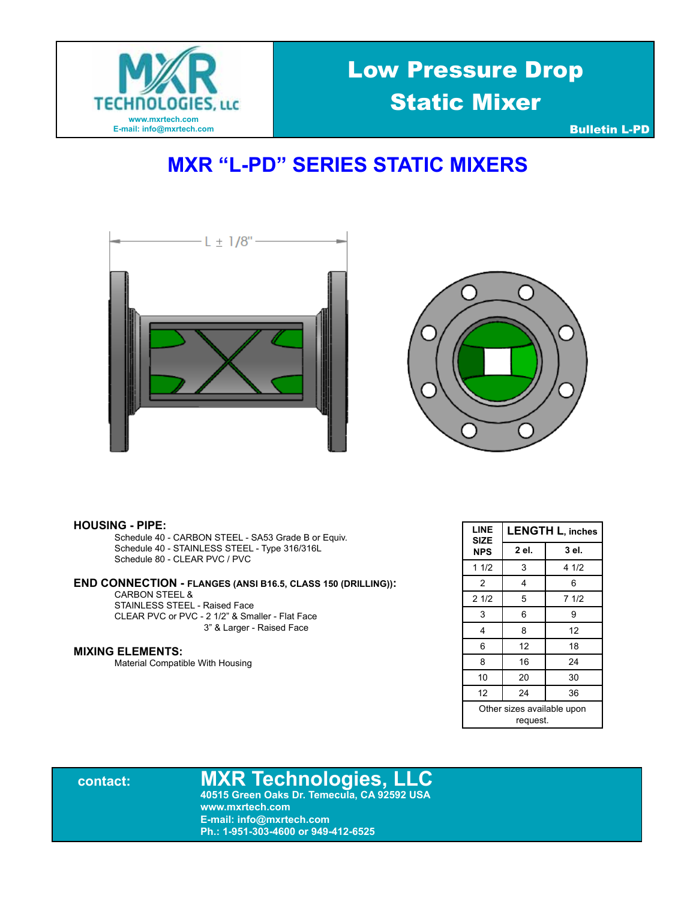MXR TECHNOLOGIES, LLC
www.mxrtech.com
E-mail: info@mxrtech.com

# Low Pressure Drop Static Mixer

Bulletin L-PD

## MXR "L-PD" SERIES STATIC MIXERS

L ± 1/8"

### HOUSING - PIPE:

Schedule 40 - CARBON STEEL - SA53 Grade B or Equiv.
Schedule 40 - STAINLESS STEEL - Type 316/316L
Schedule 80 - CLEAR PVC / PVC

### END CONNECTION - FLANGES (ANSI B16.5, CLASS 150 (DRILLING)):

CARBON STEEL &
STAINLESS STEEL - Raised Face
CLEAR PVC or PVC - 2 1/2" & Smaller - Flat Face
3" & Larger - Raised Face

### MIXING ELEMENTS:

Material Compatible With Housing

| LINE SIZE NPS | LENGTH L, inches | |
|---|---|---|
| | 2 el. | 3 el. |
| 1 1/2 | 3 | 4 1/2 |
| 2 | 4 | 6 |
| 2 1/2 | 5 | 7 1/2 |
| 3 | 6 | 9 |
| 4 | 8 | 12 |
| 6 | 12 | 18 |
| 8 | 16 | 24 |
| 10 | 20 | 30 |
| 12 | 24 | 36 |
| Other sizes available upon request. | | |

contact:

**MXR Technologies, LLC**
40515 Green Oaks Dr. Temecula, CA 92592 USA
www.mxrtech.com
E-mail: info@mxrtech.com
Ph.: 1-951-303-4600 or 949-412-6525